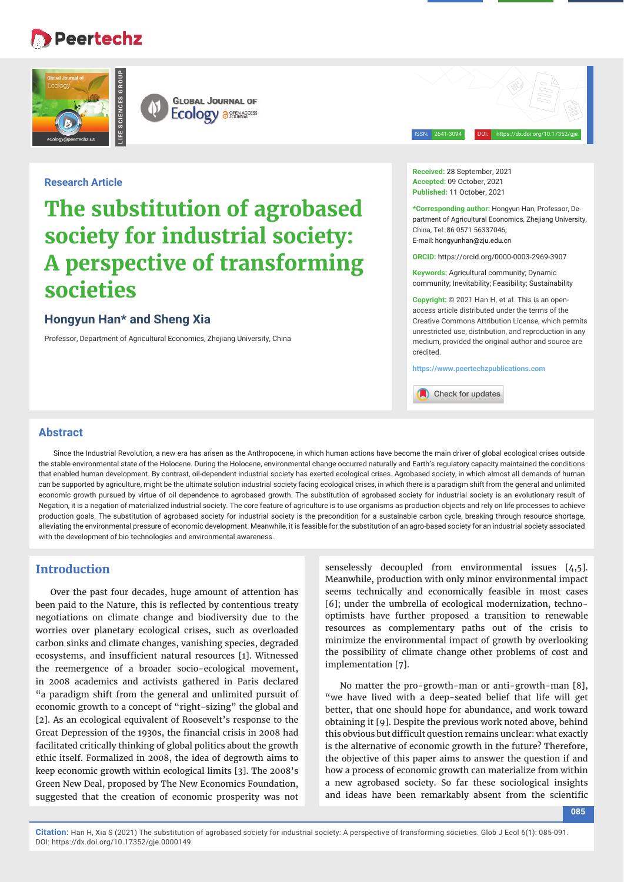Research Article

# The substitution of agrobased society for industrial society: A perspective of transforming societies

## Hongyun Han* and Sheng Xia

Professor, Department of Agricultural Economics, Zhejiang University, China

**Received:** 28 September, 2021
**Accepted:** 09 October, 2021
**Published:** 11 October, 2021

**\*Corresponding author:** Hongyun Han, Professor, Department of Agricultural Economics, Zhejiang University, China, Tel: 86 0571 56337046; E-mail: hongyunhan@zju.edu.cn

**ORCID:** https://orcid.org/0000-0003-2969-3907

**Keywords:** Agricultural community; Dynamic community; Inevitability; Feasibility; Sustainability

**Copyright:** © 2021 Han H, et al. This is an open-access article distributed under the terms of the Creative Commons Attribution License, which permits unrestricted use, distribution, and reproduction in any medium, provided the original author and source are credited.

https://www.peertechzpublications.com

## Abstract

Since the Industrial Revolution, a new era has arisen as the Anthropocene, in which human actions have become the main driver of global ecological crises outside the stable environmental state of the Holocene. During the Holocene, environmental change occurred naturally and Earth's regulatory capacity maintained the conditions that enabled human development. By contrast, oil-dependent industrial society has exerted ecological crises. Agrobased society, in which almost all demands of human can be supported by agriculture, might be the ultimate solution industrial society facing ecological crises, in which there is a paradigm shift from the general and unlimited economic growth pursued by virtue of oil dependence to agrobased growth. The substitution of agrobased society for industrial society is an evolutionary result of Negation, it is a negation of materialized industrial society. The core feature of agriculture is to use organisms as production objects and rely on life processes to achieve production goals. The substitution of agrobased society for industrial society is the precondition for a sustainable carbon cycle, breaking through resource shortage, alleviating the environmental pressure of economic development. Meanwhile, it is feasible for the substitution of an agro-based society for an industrial society associated with the development of bio technologies and environmental awareness.

## Introduction

Over the past four decades, huge amount of attention has been paid to the Nature, this is reflected by contentious treaty negotiations on climate change and biodiversity due to the worries over planetary ecological crises, such as overloaded carbon sinks and climate changes, vanishing species, degraded ecosystems, and insufficient natural resources [1]. Witnessed the reemergence of a broader socio-ecological movement, in 2008 academics and activists gathered in Paris declared "a paradigm shift from the general and unlimited pursuit of economic growth to a concept of "right-sizing" the global and [2]. As an ecological equivalent of Roosevelt's response to the Great Depression of the 1930s, the financial crisis in 2008 had facilitated critically thinking of global politics about the growth ethic itself. Formalized in 2008, the idea of degrowth aims to keep economic growth within ecological limits [3]. The 2008's Green New Deal, proposed by The New Economics Foundation, suggested that the creation of economic prosperity was not senselessly decoupled from environmental issues [4,5]. Meanwhile, production with only minor environmental impact seems technically and economically feasible in most cases [6]; under the umbrella of ecological modernization, techno-optimists have further proposed a transition to renewable resources as complementary paths out of the crisis to minimize the environmental impact of growth by overlooking the possibility of climate change other problems of cost and implementation [7].

No matter the pro-growth-man or anti-growth-man [8], "we have lived with a deep-seated belief that life will get better, that one should hope for abundance, and work toward obtaining it [9]. Despite the previous work noted above, behind this obvious but difficult question remains unclear: what exactly is the alternative of economic growth in the future? Therefore, the objective of this paper aims to answer the question if and how a process of economic growth can materialize from within a new agrobased society. So far these sociological insights and ideas have been remarkably absent from the scientific

**Citation:** Han H, Xia S (2021) The substitution of agrobased society for industrial society: A perspective of transforming societies. Glob J Ecol 6(1): 085-091. DOI: https://dx.doi.org/10.17352/gje.0000149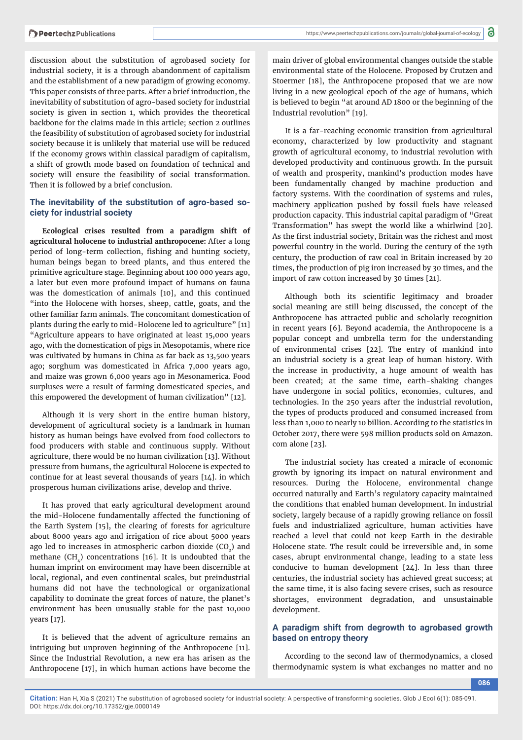discussion about the substitution of agrobased society for industrial society, it is a through abandonment of capitalism and the establishment of a new paradigm of growing economy. This paper consists of three parts. After a brief introduction, the inevitability of substitution of agro-based society for industrial society is given in section 1, which provides the theoretical backbone for the claims made in this article; section 2 outlines the feasibility of substitution of agrobased society for industrial society because it is unlikely that material use will be reduced if the economy grows within classical paradigm of capitalism, a shift of growth mode based on foundation of technical and society will ensure the feasibility of social transformation. Then it is followed by a brief conclusion.

## The inevitability of the substitution of agro-based society for industrial society

**Ecological crises resulted from a paradigm shift of agricultural holocene to industrial anthropocene:** After a long period of long-term collection, fishing and hunting society, human beings began to breed plants, and thus entered the primitive agriculture stage. Beginning about 100 000 years ago, a later but even more profound impact of humans on fauna was the domestication of animals [10], and this continued "into the Holocene with horses, sheep, cattle, goats, and the other familiar farm animals. The concomitant domestication of plants during the early to mid-Holocene led to agriculture" [11] "Agriculture appears to have originated at least 15,000 years ago, with the domestication of pigs in Mesopotamis, where rice was cultivated by humans in China as far back as 13,500 years ago; sorghum was domesticated in Africa 7,000 years ago, and maize was grown 6,000 years ago in Mesonamerica. Food surpluses were a result of farming domesticated species, and this empowered the development of human civilization" [12].

Although it is very short in the entire human history, development of agricultural society is a landmark in human history as human beings have evolved from food collectors to food producers with stable and continuous supply. Without agriculture, there would be no human civilization [13]. Without pressure from humans, the agricultural Holocene is expected to continue for at least several thousands of years [14]. in which prosperous human civilizations arise, develop and thrive.

It has proved that early agricultural development around the mid-Holocene fundamentally affected the functioning of the Earth System [15], the clearing of forests for agriculture about 8000 years ago and irrigation of rice about 5000 years ago led to increases in atmospheric carbon dioxide ($CO_2$) and methane ($CH_4$) concentrations [16]. It is undoubted that the human imprint on environment may have been discernible at local, regional, and even continental scales, but preindustrial humans did not have the technological or organizational capability to dominate the great forces of nature, the planet's environment has been unusually stable for the past 10,000 years [17].

It is believed that the advent of agriculture remains an intriguing but unproven beginning of the Anthropocene [11]. Since the Industrial Revolution, a new era has arisen as the Anthropocene [17], in which human actions have become the main driver of global environmental changes outside the stable environmental state of the Holocene. Proposed by Crutzen and Stoermer [18], the Anthropocene proposed that we are now living in a new geological epoch of the age of humans, which is believed to begin "at around AD 1800 or the beginning of the Industrial revolution" [19].

It is a far-reaching economic transition from agricultural economy, characterized by low productivity and stagnant growth of agricultural economy, to industrial revolution with developed productivity and continuous growth. In the pursuit of wealth and prosperity, mankind's production modes have been fundamentally changed by machine production and factory systems. With the coordination of systems and rules, machinery application pushed by fossil fuels have released production capacity. This industrial capital paradigm of "Great Transformation" has swept the world like a whirlwind [20]. As the first industrial society, Britain was the richest and most powerful country in the world. During the century of the 19th century, the production of raw coal in Britain increased by 20 times, the production of pig iron increased by 30 times, and the import of raw cotton increased by 30 times [21].

Although both its scientific legitimacy and broader social meaning are still being discussed, the concept of the Anthropocene has attracted public and scholarly recognition in recent years [6]. Beyond academia, the Anthropocene is a popular concept and umbrella term for the understanding of environmental crises [22]. The entry of mankind into an industrial society is a great leap of human history. With the increase in productivity, a huge amount of wealth has been created; at the same time, earth-shaking changes have undergone in social politics, economies, cultures, and technologies. In the 250 years after the industrial revolution, the types of products produced and consumed increased from less than 1,000 to nearly 10 billion. According to the statistics in October 2017, there were 598 million products sold on Amazon.com alone [23].

The industrial society has created a miracle of economic growth by ignoring its impact on natural environment and resources. During the Holocene, environmental change occurred naturally and Earth's regulatory capacity maintained the conditions that enabled human development. In industrial society, largely because of a rapidly growing reliance on fossil fuels and industrialized agriculture, human activities have reached a level that could not keep Earth in the desirable Holocene state. The result could be irreversible and, in some cases, abrupt environmental change, leading to a state less conducive to human development [24]. In less than three centuries, the industrial society has achieved great success; at the same time, it is also facing severe crises, such as resource shortages, environment degradation, and unsustainable development.

## A paradigm shift from degrowth to agrobased growth based on entropy theory

According to the second law of thermodynamics, a closed thermodynamic system is what exchanges no matter and no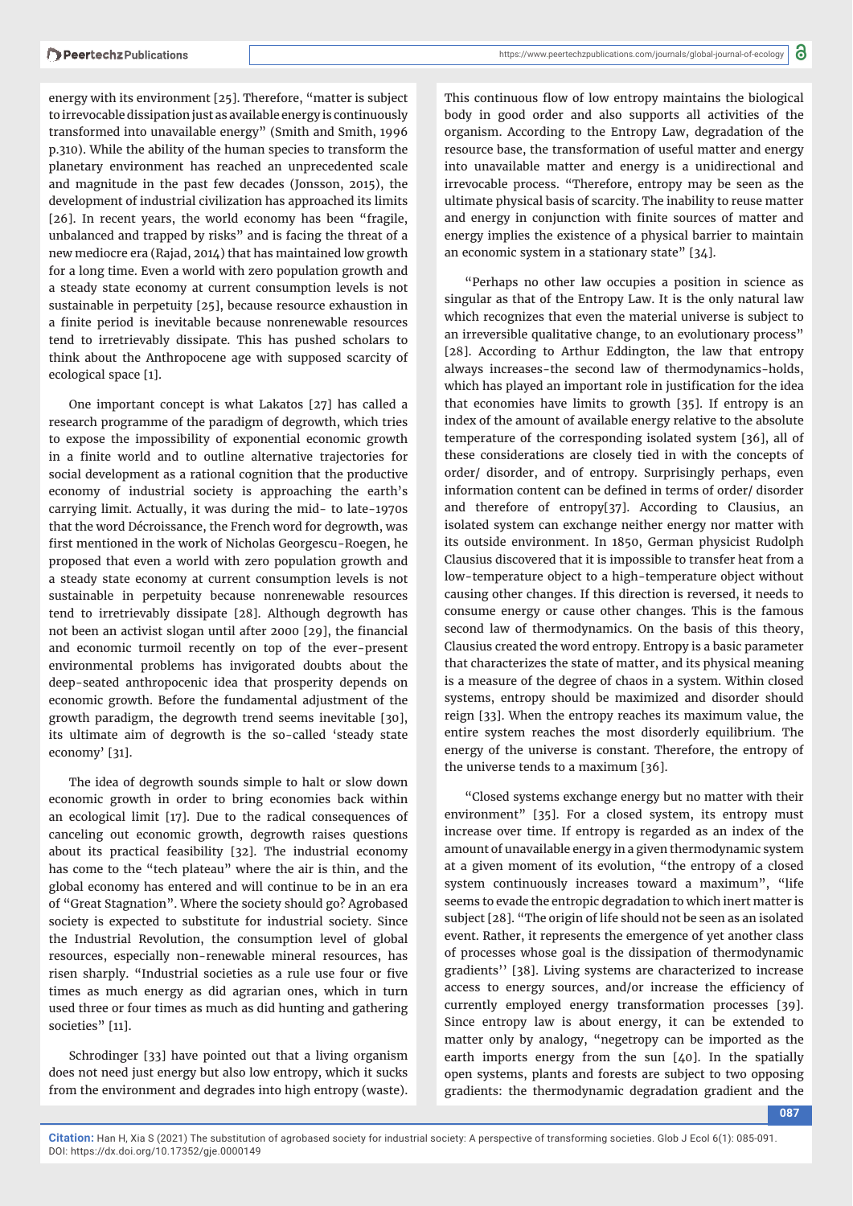energy with its environment [25]. Therefore, "matter is subject to irrevocable dissipation just as available energy is continuously transformed into unavailable energy" (Smith and Smith, 1996 p.310). While the ability of the human species to transform the planetary environment has reached an unprecedented scale and magnitude in the past few decades (Jonsson, 2015), the development of industrial civilization has approached its limits [26]. In recent years, the world economy has been "fragile, unbalanced and trapped by risks" and is facing the threat of a new mediocre era (Rajad, 2014) that has maintained low growth for a long time. Even a world with zero population growth and a steady state economy at current consumption levels is not sustainable in perpetuity [25], because resource exhaustion in a finite period is inevitable because nonrenewable resources tend to irretrievably dissipate. This has pushed scholars to think about the Anthropocene age with supposed scarcity of ecological space [1].

One important concept is what Lakatos [27] has called a research programme of the paradigm of degrowth, which tries to expose the impossibility of exponential economic growth in a finite world and to outline alternative trajectories for social development as a rational cognition that the productive economy of industrial society is approaching the earth's carrying limit. Actually, it was during the mid- to late-1970s that the word Décroissance, the French word for degrowth, was first mentioned in the work of Nicholas Georgescu-Roegen, he proposed that even a world with zero population growth and a steady state economy at current consumption levels is not sustainable in perpetuity because nonrenewable resources tend to irretrievably dissipate [28]. Although degrowth has not been an activist slogan until after 2000 [29], the financial and economic turmoil recently on top of the ever-present environmental problems has invigorated doubts about the deep-seated anthropocenic idea that prosperity depends on economic growth. Before the fundamental adjustment of the growth paradigm, the degrowth trend seems inevitable [30], its ultimate aim of degrowth is the so-called 'steady state economy' [31].

The idea of degrowth sounds simple to halt or slow down economic growth in order to bring economies back within an ecological limit [17]. Due to the radical consequences of canceling out economic growth, degrowth raises questions about its practical feasibility [32]. The industrial economy has come to the "tech plateau" where the air is thin, and the global economy has entered and will continue to be in an era of "Great Stagnation". Where the society should go? Agrobased society is expected to substitute for industrial society. Since the Industrial Revolution, the consumption level of global resources, especially non-renewable mineral resources, has risen sharply. "Industrial societies as a rule use four or five times as much energy as did agrarian ones, which in turn used three or four times as much as did hunting and gathering societies" [11].

Schrodinger [33] have pointed out that a living organism does not need just energy but also low entropy, which it sucks from the environment and degrades into high entropy (waste). This continuous flow of low entropy maintains the biological body in good order and also supports all activities of the organism. According to the Entropy Law, degradation of the resource base, the transformation of useful matter and energy into unavailable matter and energy is a unidirectional and irrevocable process. "Therefore, entropy may be seen as the ultimate physical basis of scarcity. The inability to reuse matter and energy in conjunction with finite sources of matter and energy implies the existence of a physical barrier to maintain an economic system in a stationary state" [34].

"Perhaps no other law occupies a position in science as singular as that of the Entropy Law. It is the only natural law which recognizes that even the material universe is subject to an irreversible qualitative change, to an evolutionary process" [28]. According to Arthur Eddington, the law that entropy always increases-the second law of thermodynamics-holds, which has played an important role in justification for the idea that economies have limits to growth [35]. If entropy is an index of the amount of available energy relative to the absolute temperature of the corresponding isolated system [36], all of these considerations are closely tied in with the concepts of order/ disorder, and of entropy. Surprisingly perhaps, even information content can be defined in terms of order/ disorder and therefore of entropy[37]. According to Clausius, an isolated system can exchange neither energy nor matter with its outside environment. In 1850, German physicist Rudolph Clausius discovered that it is impossible to transfer heat from a low-temperature object to a high-temperature object without causing other changes. If this direction is reversed, it needs to consume energy or cause other changes. This is the famous second law of thermodynamics. On the basis of this theory, Clausius created the word entropy. Entropy is a basic parameter that characterizes the state of matter, and its physical meaning is a measure of the degree of chaos in a system. Within closed systems, entropy should be maximized and disorder should reign [33]. When the entropy reaches its maximum value, the entire system reaches the most disorderly equilibrium. The energy of the universe is constant. Therefore, the entropy of the universe tends to a maximum [36].

"Closed systems exchange energy but no matter with their environment" [35]. For a closed system, its entropy must increase over time. If entropy is regarded as an index of the amount of unavailable energy in a given thermodynamic system at a given moment of its evolution, "the entropy of a closed system continuously increases toward a maximum", "life seems to evade the entropic degradation to which inert matter is subject [28]. "The origin of life should not be seen as an isolated event. Rather, it represents the emergence of yet another class of processes whose goal is the dissipation of thermodynamic gradients'' [38]. Living systems are characterized to increase access to energy sources, and/or increase the efficiency of currently employed energy transformation processes [39]. Since entropy law is about energy, it can be extended to matter only by analogy, "negetropy can be imported as the earth imports energy from the sun [40]. In the spatially open systems, plants and forests are subject to two opposing gradients: the thermodynamic degradation gradient and the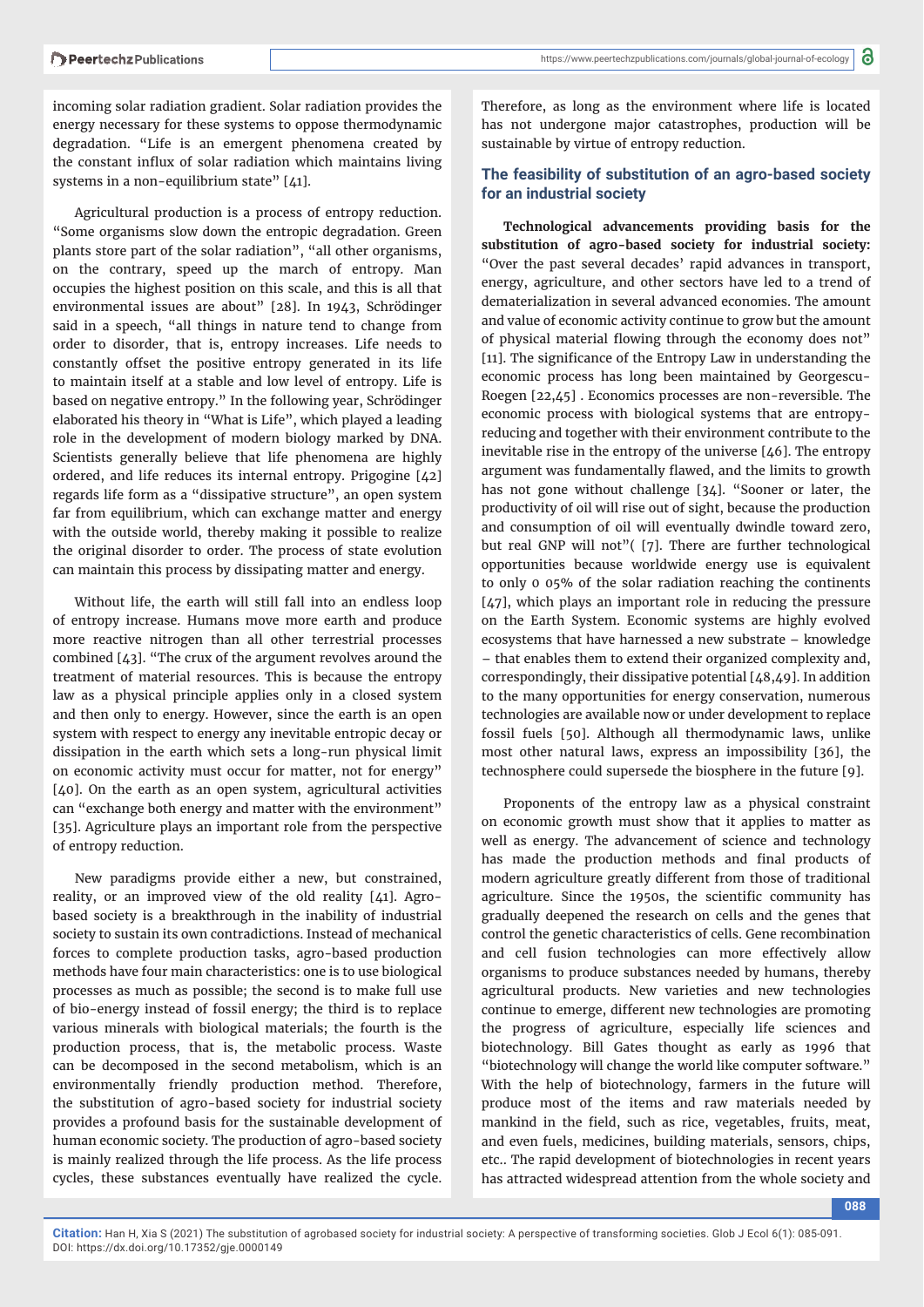incoming solar radiation gradient. Solar radiation provides the energy necessary for these systems to oppose thermodynamic degradation. "Life is an emergent phenomena created by the constant influx of solar radiation which maintains living systems in a non-equilibrium state" [41].

Agricultural production is a process of entropy reduction. "Some organisms slow down the entropic degradation. Green plants store part of the solar radiation", "all other organisms, on the contrary, speed up the march of entropy. Man occupies the highest position on this scale, and this is all that environmental issues are about" [28]. In 1943, Schrödinger said in a speech, "all things in nature tend to change from order to disorder, that is, entropy increases. Life needs to constantly offset the positive entropy generated in its life to maintain itself at a stable and low level of entropy. Life is based on negative entropy." In the following year, Schrödinger elaborated his theory in "What is Life", which played a leading role in the development of modern biology marked by DNA. Scientists generally believe that life phenomena are highly ordered, and life reduces its internal entropy. Prigogine [42] regards life form as a "dissipative structure", an open system far from equilibrium, which can exchange matter and energy with the outside world, thereby making it possible to realize the original disorder to order. The process of state evolution can maintain this process by dissipating matter and energy.

Without life, the earth will still fall into an endless loop of entropy increase. Humans move more earth and produce more reactive nitrogen than all other terrestrial processes combined [43]. "The crux of the argument revolves around the treatment of material resources. This is because the entropy law as a physical principle applies only in a closed system and then only to energy. However, since the earth is an open system with respect to energy any inevitable entropic decay or dissipation in the earth which sets a long-run physical limit on economic activity must occur for matter, not for energy" [40]. On the earth as an open system, agricultural activities can "exchange both energy and matter with the environment" [35]. Agriculture plays an important role from the perspective of entropy reduction.

New paradigms provide either a new, but constrained, reality, or an improved view of the old reality [41]. Agro-based society is a breakthrough in the inability of industrial society to sustain its own contradictions. Instead of mechanical forces to complete production tasks, agro-based production methods have four main characteristics: one is to use biological processes as much as possible; the second is to make full use of bio-energy instead of fossil energy; the third is to replace various minerals with biological materials; the fourth is the production process, that is, the metabolic process. Waste can be decomposed in the second metabolism, which is an environmentally friendly production method. Therefore, the substitution of agro-based society for industrial society provides a profound basis for the sustainable development of human economic society. The production of agro-based society is mainly realized through the life process. As the life process cycles, these substances eventually have realized the cycle. Therefore, as long as the environment where life is located has not undergone major catastrophes, production will be sustainable by virtue of entropy reduction.

## The feasibility of substitution of an agro-based society for an industrial society

**Technological advancements providing basis for the substitution of agro-based society for industrial society:** "Over the past several decades' rapid advances in transport, energy, agriculture, and other sectors have led to a trend of dematerialization in several advanced economies. The amount and value of economic activity continue to grow but the amount of physical material flowing through the economy does not" [11]. The significance of the Entropy Law in understanding the economic process has long been maintained by Georgescu-Roegen [22,45] . Economics processes are non-reversible. The economic process with biological systems that are entropy-reducing and together with their environment contribute to the inevitable rise in the entropy of the universe [46]. The entropy argument was fundamentally flawed, and the limits to growth has not gone without challenge [34]. "Sooner or later, the productivity of oil will rise out of sight, because the production and consumption of oil will eventually dwindle toward zero, but real GNP will not"( [7]. There are further technological opportunities because worldwide energy use is equivalent to only 0 05% of the solar radiation reaching the continents [47], which plays an important role in reducing the pressure on the Earth System. Economic systems are highly evolved ecosystems that have harnessed a new substrate – knowledge – that enables them to extend their organized complexity and, correspondingly, their dissipative potential [48,49]. In addition to the many opportunities for energy conservation, numerous technologies are available now or under development to replace fossil fuels [50]. Although all thermodynamic laws, unlike most other natural laws, express an impossibility [36], the technosphere could supersede the biosphere in the future [9].

Proponents of the entropy law as a physical constraint on economic growth must show that it applies to matter as well as energy. The advancement of science and technology has made the production methods and final products of modern agriculture greatly different from those of traditional agriculture. Since the 1950s, the scientific community has gradually deepened the research on cells and the genes that control the genetic characteristics of cells. Gene recombination and cell fusion technologies can more effectively allow organisms to produce substances needed by humans, thereby agricultural products. New varieties and new technologies continue to emerge, different new technologies are promoting the progress of agriculture, especially life sciences and biotechnology. Bill Gates thought as early as 1996 that "biotechnology will change the world like computer software." With the help of biotechnology, farmers in the future will produce most of the items and raw materials needed by mankind in the field, such as rice, vegetables, fruits, meat, and even fuels, medicines, building materials, sensors, chips, etc.. The rapid development of biotechnologies in recent years has attracted widespread attention from the whole society and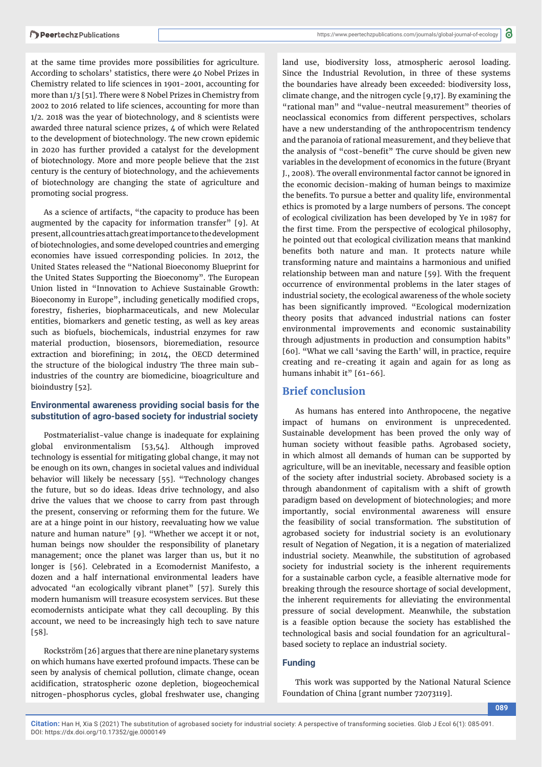at the same time provides more possibilities for agriculture. According to scholars' statistics, there were 40 Nobel Prizes in Chemistry related to life sciences in 1901-2001, accounting for more than 1/3 [51]. There were 8 Nobel Prizes in Chemistry from 2002 to 2016 related to life sciences, accounting for more than 1/2. 2018 was the year of biotechnology, and 8 scientists were awarded three natural science prizes, 4 of which were Related to the development of biotechnology. The new crown epidemic in 2020 has further provided a catalyst for the development of biotechnology. More and more people believe that the 21st century is the century of biotechnology, and the achievements of biotechnology are changing the state of agriculture and promoting social progress.

As a science of artifacts, "the capacity to produce has been augmented by the capacity for information transfer" [9]. At present, all countries attach great importance to the development of biotechnologies, and some developed countries and emerging economies have issued corresponding policies. In 2012, the United States released the "National Bioeconomy Blueprint for the United States Supporting the Bioeconomy". The European Union listed in "Innovation to Achieve Sustainable Growth: Bioeconomy in Europe", including genetically modified crops, forestry, fisheries, biopharmaceuticals, and new Molecular entities, biomarkers and genetic testing, as well as key areas such as biofuels, biochemicals, industrial enzymes for raw material production, biosensors, bioremediation, resource extraction and biorefining; in 2014, the OECD determined the structure of the biological industry The three main sub-industries of the country are biomedicine, bioagriculture and bioindustry [52].

### Environmental awareness providing social basis for the substitution of agro-based society for industrial society

Postmaterialist-value change is inadequate for explaining global environmentalism [53,54]. Although improved technology is essential for mitigating global change, it may not be enough on its own, changes in societal values and individual behavior will likely be necessary [55]. "Technology changes the future, but so do ideas. Ideas drive technology, and also drive the values that we choose to carry from past through the present, conserving or reforming them for the future. We are at a hinge point in our history, reevaluating how we value nature and human nature" [9]. "Whether we accept it or not, human beings now shoulder the responsibility of planetary management; once the planet was larger than us, but it no longer is [56]. Celebrated in a Ecomodernist Manifesto, a dozen and a half international environmental leaders have advocated "an ecologically vibrant planet" [57]. Surely this modern humanism will treasure ecosystem services. But these ecomodernists anticipate what they call decoupling. By this account, we need to be increasingly high tech to save nature [58].

Rockström [26] argues that there are nine planetary systems on which humans have exerted profound impacts. These can be seen by analysis of chemical pollution, climate change, ocean acidification, stratospheric ozone depletion, biogeochemical nitrogen-phosphorus cycles, global freshwater use, changing land use, biodiversity loss, atmospheric aerosol loading. Since the Industrial Revolution, in three of these systems the boundaries have already been exceeded: biodiversity loss, climate change, and the nitrogen cycle [9,17]. By examining the "rational man" and "value-neutral measurement" theories of neoclassical economics from different perspectives, scholars have a new understanding of the anthropocentrism tendency and the paranoia of rational measurement, and they believe that the analysis of "cost-benefit" The curve should be given new variables in the development of economics in the future (Bryant J., 2008). The overall environmental factor cannot be ignored in the economic decision-making of human beings to maximize the benefits. To pursue a better and quality life, environmental ethics is promoted by a large numbers of persons. The concept of ecological civilization has been developed by Ye in 1987 for the first time. From the perspective of ecological philosophy, he pointed out that ecological civilization means that mankind benefits both nature and man. It protects nature while transforming nature and maintains a harmonious and unified relationship between man and nature [59]. With the frequent occurrence of environmental problems in the later stages of industrial society, the ecological awareness of the whole society has been significantly improved. "Ecological modernization theory posits that advanced industrial nations can foster environmental improvements and economic sustainability through adjustments in production and consumption habits" [60]. "What we call 'saving the Earth' will, in practice, require creating and re-creating it again and again for as long as humans inhabit it" [61-66].

## Brief conclusion

As humans has entered into Anthropocene, the negative impact of humans on environment is unprecedented. Sustainable development has been proved the only way of human society without feasible paths. Agrobased society, in which almost all demands of human can be supported by agriculture, will be an inevitable, necessary and feasible option of the society after industrial society. Abrobased society is a through abandonment of capitalism with a shift of growth paradigm based on development of biotechnologies; and more importantly, social environmental awareness will ensure the feasibility of social transformation. The substitution of agrobased society for industrial society is an evolutionary result of Negation of Negation, it is a negation of materialized industrial society. Meanwhile, the substitution of agrobased society for industrial society is the inherent requirements for a sustainable carbon cycle, a feasible alternative mode for breaking through the resource shortage of social development, the inherent requirements for alleviating the environmental pressure of social development. Meanwhile, the substation is a feasible option because the society has established the technological basis and social foundation for an agricultural-based society to replace an industrial society.

### Funding

This work was supported by the National Natural Science Foundation of China [grant number 72073119].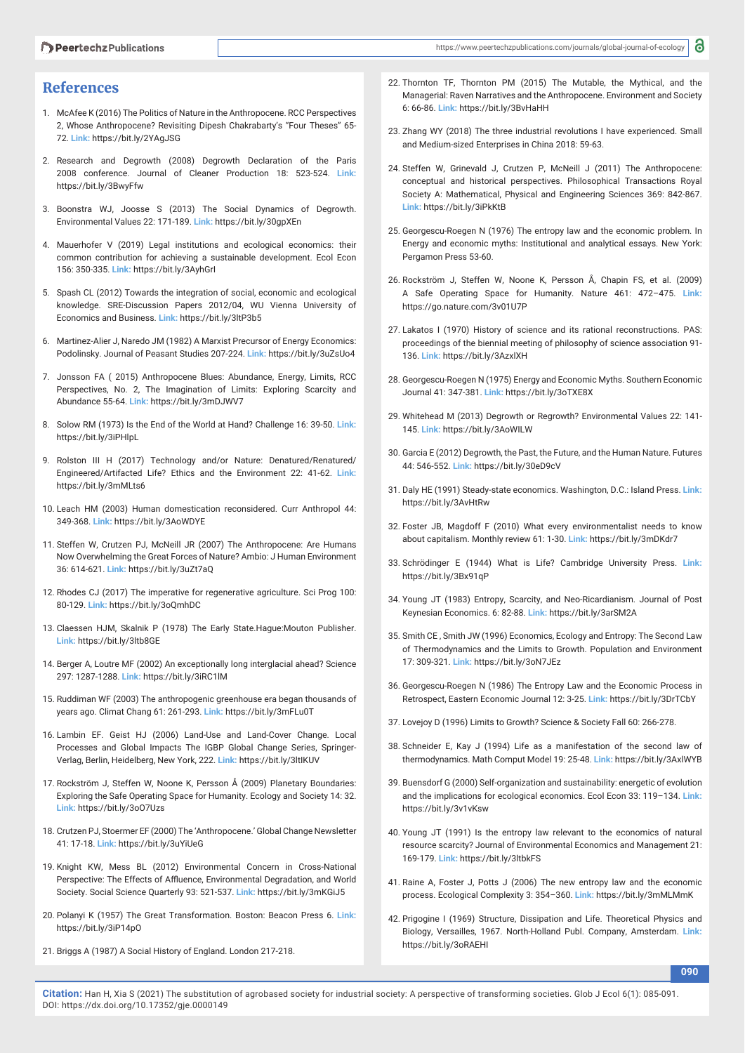## References

1. McAfee K (2016) The Politics of Nature in the Anthropocene. RCC Perspectives 2, Whose Anthropocene? Revisiting Dipesh Chakrabarty's "Four Theses" 65-72. **Link:** https://bit.ly/2YAgJSG

2. Research and Degrowth (2008) Degrowth Declaration of the Paris 2008 conference. Journal of Cleaner Production 18: 523-524. **Link:** https://bit.ly/3BwyFfw

3. Boonstra WJ, Joosse S (2013) The Social Dynamics of Degrowth. Environmental Values 22: 171-189. **Link:** https://bit.ly/30gpXEn

4. Mauerhofer V (2019) Legal institutions and ecological economics: their common contribution for achieving a sustainable development. Ecol Econ 156: 350-335. **Link:** https://bit.ly/3AyhGrl

5. Spash CL (2012) Towards the integration of social, economic and ecological knowledge. SRE-Discussion Papers 2012/04, WU Vienna University of Economics and Business. **Link:** https://bit.ly/3ltP3b5

6. Martinez-Alier J, Naredo JM (1982) A Marxist Precursor of Energy Economics: Podolinsky. Journal of Peasant Studies 207-224. **Link:** https://bit.ly/3uZsUo4

7. Jonsson FA ( 2015) Anthropocene Blues: Abundance, Energy, Limits, RCC Perspectives, No. 2, The Imagination of Limits: Exploring Scarcity and Abundance 55-64. **Link:** https://bit.ly/3mDJWV7

8. Solow RM (1973) Is the End of the World at Hand? Challenge 16: 39-50. **Link:** https://bit.ly/3iPHlpL

9. Rolston III H (2017) Technology and/or Nature: Denatured/Renatured/Engineered/Artifacted Life? Ethics and the Environment 22: 41-62. **Link:** https://bit.ly/3mMLts6

10. Leach HM (2003) Human domestication reconsidered. Curr Anthropol 44: 349-368. **Link:** https://bit.ly/3AoWDYE

11. Steffen W, Crutzen PJ, McNeill JR (2007) The Anthropocene: Are Humans Now Overwhelming the Great Forces of Nature? Ambio: J Human Environment 36: 614-621. **Link:** https://bit.ly/3uZt7aQ

12. Rhodes CJ (2017) The imperative for regenerative agriculture. Sci Prog 100: 80-129. **Link:** https://bit.ly/3oQmhDC

13. Claessen HJM, Skalnik P (1978) The Early State.Hague:Mouton Publisher. **Link:** https://bit.ly/3ltb8GE

14. Berger A, Loutre MF (2002) An exceptionally long interglacial ahead? Science 297: 1287-1288. **Link:** https://bit.ly/3iRC1lM

15. Ruddiman WF (2003) The anthropogenic greenhouse era began thousands of years ago. Climat Chang 61: 261-293. **Link:** https://bit.ly/3mFLu0T

16. Lambin EF. Geist HJ (2006) Land-Use and Land-Cover Change. Local Processes and Global Impacts The IGBP Global Change Series, Springer-Verlag, Berlin, Heidelberg, New York, 222. **Link:** https://bit.ly/3ltlKUV

17. Rockström J, Steffen W, Noone K, Persson Å (2009) Planetary Boundaries: Exploring the Safe Operating Space for Humanity. Ecology and Society 14: 32. **Link:** https://bit.ly/3oO7Uzs

18. Crutzen PJ, Stoermer EF (2000) The 'Anthropocene.' Global Change Newsletter 41: 17-18. **Link:** https://bit.ly/3uYiUeG

19. Knight KW, Mess BL (2012) Environmental Concern in Cross-National Perspective: The Effects of Affluence, Environmental Degradation, and World Society. Social Science Quarterly 93: 521-537. **Link:** https://bit.ly/3mKGiJ5

20. Polanyi K (1957) The Great Transformation. Boston: Beacon Press 6. **Link:** https://bit.ly/3iP14pO

21. Briggs A (1987) A Social History of England. London 217-218.

22. Thornton TF, Thornton PM (2015) The Mutable, the Mythical, and the Managerial: Raven Narratives and the Anthropocene. Environment and Society 6: 66-86. **Link:** https://bit.ly/3BvHaHH

23. Zhang WY (2018) The three industrial revolutions I have experienced. Small and Medium-sized Enterprises in China 2018: 59-63.

24. Steffen W, Grinevald J, Crutzen P, McNeill J (2011) The Anthropocene: conceptual and historical perspectives. Philosophical Transactions Royal Society A: Mathematical, Physical and Engineering Sciences 369: 842-867. **Link:** https://bit.ly/3iPkKtB

25. Georgescu-Roegen N (1976) The entropy law and the economic problem. In Energy and economic myths: Institutional and analytical essays. New York: Pergamon Press 53-60.

26. Rockström J, Steffen W, Noone K, Persson Å, Chapin FS, et al. (2009) A Safe Operating Space for Humanity. Nature 461: 472–475. **Link:** https://go.nature.com/3v01U7P

27. Lakatos I (1970) History of science and its rational reconstructions. PAS: proceedings of the biennial meeting of philosophy of science association 91-136. **Link:** https://bit.ly/3AzxlXH

28. Georgescu-Roegen N (1975) Energy and Economic Myths. Southern Economic Journal 41: 347-381. **Link:** https://bit.ly/3oTXE8X

29. Whitehead M (2013) Degrowth or Regrowth? Environmental Values 22: 141-145. **Link:** https://bit.ly/3AoWILW

30. Garcia E (2012) Degrowth, the Past, the Future, and the Human Nature. Futures 44: 546-552. **Link:** https://bit.ly/30eD9cV

31. Daly HE (1991) Steady-state economics. Washington, D.C.: Island Press. **Link:** https://bit.ly/3AvHtRw

32. Foster JB, Magdoff F (2010) What every environmentalist needs to know about capitalism. Monthly review 61: 1-30. **Link:** https://bit.ly/3mDKdr7

33. Schrödinger E (1944) What is Life? Cambridge University Press. **Link:** https://bit.ly/3Bx91qP

34. Young JT (1983) Entropy, Scarcity, and Neo-Ricardianism. Journal of Post Keynesian Economics. 6: 82-88. **Link:** https://bit.ly/3arSM2A

35. Smith CE , Smith JW (1996) Economics, Ecology and Entropy: The Second Law of Thermodynamics and the Limits to Growth. Population and Environment 17: 309-321. **Link:** https://bit.ly/3oN7JEz

36. Georgescu-Roegen N (1986) The Entropy Law and the Economic Process in Retrospect, Eastern Economic Journal 12: 3-25. **Link:** https://bit.ly/3DrTCbY

37. Lovejoy D (1996) Limits to Growth? Science & Society Fall 60: 266-278.

38. Schneider E, Kay J (1994) Life as a manifestation of the second law of thermodynamics. Math Comput Model 19: 25-48. **Link:** https://bit.ly/3AxlWYB

39. Buensdorf G (2000) Self-organization and sustainability: energetic of evolution and the implications for ecological economics. Ecol Econ 33: 119–134. **Link:** https://bit.ly/3v1vKsw

40. Young JT (1991) Is the entropy law relevant to the economics of natural resource scarcity? Journal of Environmental Economics and Management 21: 169-179. **Link:** https://bit.ly/3ltbkFS

41. Raine A, Foster J, Potts J (2006) The new entropy law and the economic process. Ecological Complexity 3: 354–360. **Link:** https://bit.ly/3mMLMmK

42. Prigogine I (1969) Structure, Dissipation and Life. Theoretical Physics and Biology, Versailles, 1967. North-Holland Publ. Company, Amsterdam. **Link:** https://bit.ly/3oRAEHI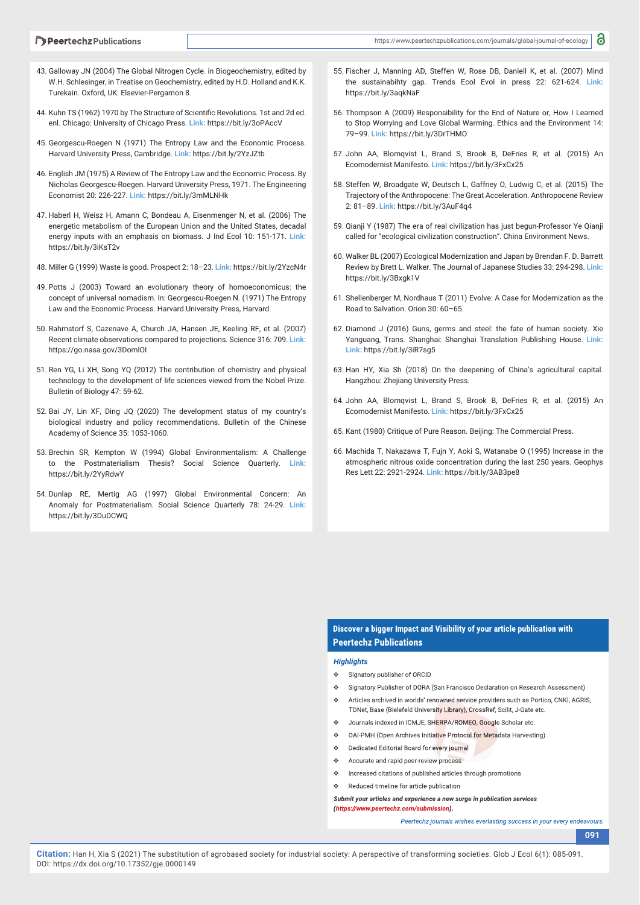43. Galloway JN (2004) The Global Nitrogen Cycle. in Biogeochemistry, edited by W.H. Schlesinger, in Treatise on Geochemistry, edited by H.D. Holland and K.K. Turekain. Oxford, UK: Elsevier-Pergamon 8.

44. Kuhn TS (1962) 1970 by The Structure of Scientific Revolutions. 1st and 2d ed. enl. Chicago: University of Chicago Press. Link: https://bit.ly/3oPAccV

45. Georgescu-Roegen N (1971) The Entropy Law and the Economic Process. Harvard University Press, Cambridge. Link: https://bit.ly/2YzJZtb

46. English JM (1975) A Review of The Entropy Law and the Economic Process. By Nicholas Georgescu-Roegen. Harvard University Press, 1971. The Engineering Economist 20: 226-227. Link: https://bit.ly/3mMLNHk

47. Haberl H, Weisz H, Amann C, Bondeau A, Eisenmenger N, et al. (2006) The energetic metabolism of the European Union and the United States, decadal energy inputs with an emphasis on biomass. J Ind Ecol 10: 151-171. Link: https://bit.ly/3iKsT2v

48. Miller G (1999) Waste is good. Prospect 2: 18–23. Link: https://bit.ly/2YzcN4r

49. Potts J (2003) Toward an evolutionary theory of homoeconomicus: the concept of universal nomadism. In: Georgescu-Roegen N. (1971) The Entropy Law and the Economic Process. Harvard University Press, Harvard.

50. Rahmstorf S, Cazenave A, Church JA, Hansen JE, Keeling RF, et al. (2007) Recent climate observations compared to projections. Science 316: 709. Link: https://go.nasa.gov/3DomlOI

51. Ren YG, Li XH, Song YQ (2012) The contribution of chemistry and physical technology to the development of life sciences viewed from the Nobel Prize. Bulletin of Biology 47: 59-62.

52. Bai JY, Lin XF, Ding JQ (2020) The development status of my country's biological industry and policy recommendations. Bulletin of the Chinese Academy of Science 35: 1053-1060.

53. Brechin SR, Kempton W (1994) Global Environmentalism: A Challenge to the Postmaterialism Thesis? Social Science Quarterly. Link: https://bit.ly/2YyRdwY

54. Dunlap RE, Mertig AG (1997) Global Environmental Concern: An Anomaly for Postmaterialism. Social Science Quarterly 78: 24-29. Link: https://bit.ly/3DuDCWQ

55. Fischer J, Manning AD, Steffen W, Rose DB, Daniell K, et al. (2007) Mind the sustainabihty gap. Trends Ecol Evol in press 22: 621-624. Link: https://bit.ly/3aqkNaF

56. Thompson A (2009) Responsibility for the End of Nature or, How I Learned to Stop Worrying and Love Global Warming. Ethics and the Environment 14: 79–99. Link: https://bit.ly/3DrTHMO

57. John AA, Blomqvist L, Brand S, Brook B, DeFries R, et al. (2015) An Ecomodernist Manifesto. Link: https://bit.ly/3FxCx25

58. Steffen W, Broadgate W, Deutsch L, Gaffney O, Ludwig C, et al. (2015) The Trajectory of the Anthropocene: The Great Acceleration. Anthropocene Review 2: 81–89. Link: https://bit.ly/3AuF4q4

59. Qianji Y (1987) The era of real civilization has just begun-Professor Ye Qianji called for "ecological civilization construction". China Environment News.

60. Walker BL (2007) Ecological Modernization and Japan by Brendan F. D. Barrett Review by Brett L. Walker. The Journal of Japanese Studies 33: 294-298. Link: https://bit.ly/3Bxgk1V

61. Shellenberger M, Nordhaus T (2011) Evolve: A Case for Modernization as the Road to Salvation. Orion 30: 60–65.

62. Diamond J (2016) Guns, germs and steel: the fate of human society. Xie Yanguang, Trans. Shanghai: Shanghai Translation Publishing House. Link: Link: https://bit.ly/3iR7sg5

63. Han HY, Xia Sh (2018) On the deepening of China's agricultural capital. Hangzhou: Zhejiang University Press.

64. John AA, Blomqvist L, Brand S, Brook B, DeFries R, et al. (2015) An Ecomodernist Manifesto. Link: https://bit.ly/3FxCx25

65. Kant (1980) Critique of Pure Reason. Beijing: The Commercial Press.

66. Machida T, Nakazawa T, Fujn Y, Aoki S, Watanabe O (1995) Increase in the atmospheric nitrous oxide concentration during the last 250 years. Geophys Res Lett 22: 2921-2924. Link: https://bit.ly/3AB3pe8

**Discover a bigger Impact and Visibility of your article publication with Peertechz Publications**

***Highlights***

- Signatory publisher of ORCID
- Signatory Publisher of DORA (San Francisco Declaration on Research Assessment)
- Articles archived in worlds' renowned service providers such as Portico, CNKI, AGRIS, TDNet, Base (Bielefeld University Library), CrossRef, Scilit, J-Gate etc.
- Journals indexed in ICMJE, SHERPA/ROMEO, Google Scholar etc.
- OAI-PMH (Open Archives Initiative Protocol for Metadata Harvesting)
- Dedicated Editorial Board for every journal
- Accurate and rapid peer-review process
- Increased citations of published articles through promotions
- Reduced timeline for article publication

***Submit your articles and experience a new surge in publication services (https://www.peertechz.com/submission).***

*Peertechz journals wishes everlasting success in your every endeavours.*

**Citation:** Han H, Xia S (2021) The substitution of agrobased society for industrial society: A perspective of transforming societies. Glob J Ecol 6(1): 085-091. DOI: https://dx.doi.org/10.17352/gje.0000149